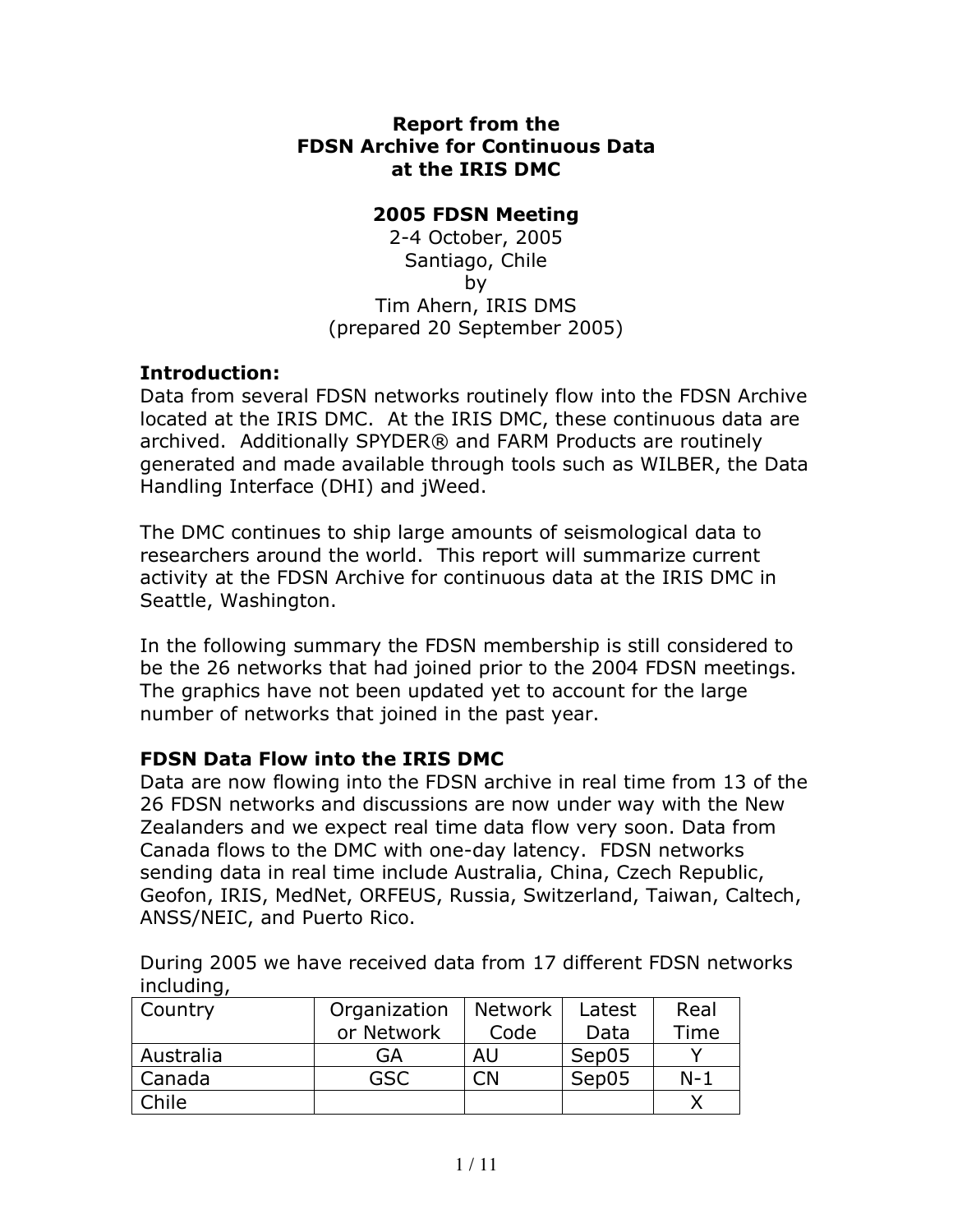**Report from the**
**FDSN Archive for Continuous Data**
**at the IRIS DMC**

**2005 FDSN Meeting**

2-4 October, 2005
Santiago, Chile
by
Tim Ahern, IRIS DMS
(prepared 20 September 2005)

## Introduction:

Data from several FDSN networks routinely flow into the FDSN Archive located at the IRIS DMC. At the IRIS DMC, these continuous data are archived. Additionally SPYDER® and FARM Products are routinely generated and made available through tools such as WILBER, the Data Handling Interface (DHI) and jWeed.

The DMC continues to ship large amounts of seismological data to researchers around the world. This report will summarize current activity at the FDSN Archive for continuous data at the IRIS DMC in Seattle, Washington.

In the following summary the FDSN membership is still considered to be the 26 networks that had joined prior to the 2004 FDSN meetings. The graphics have not been updated yet to account for the large number of networks that joined in the past year.

## FDSN Data Flow into the IRIS DMC

Data are now flowing into the FDSN archive in real time from 13 of the 26 FDSN networks and discussions are now under way with the New Zealanders and we expect real time data flow very soon. Data from Canada flows to the DMC with one-day latency. FDSN networks sending data in real time include Australia, China, Czech Republic, Geofon, IRIS, MedNet, ORFEUS, Russia, Switzerland, Taiwan, Caltech, ANSS/NEIC, and Puerto Rico.

During 2005 we have received data from 17 different FDSN networks including,

| Country | Organization or Network | Network Code | Latest Data | Real Time |
|---|---|---|---|---|
| Australia | GA | AU | Sep05 | Y |
| Canada | GSC | CN | Sep05 | N-1 |
| Chile | | | | X |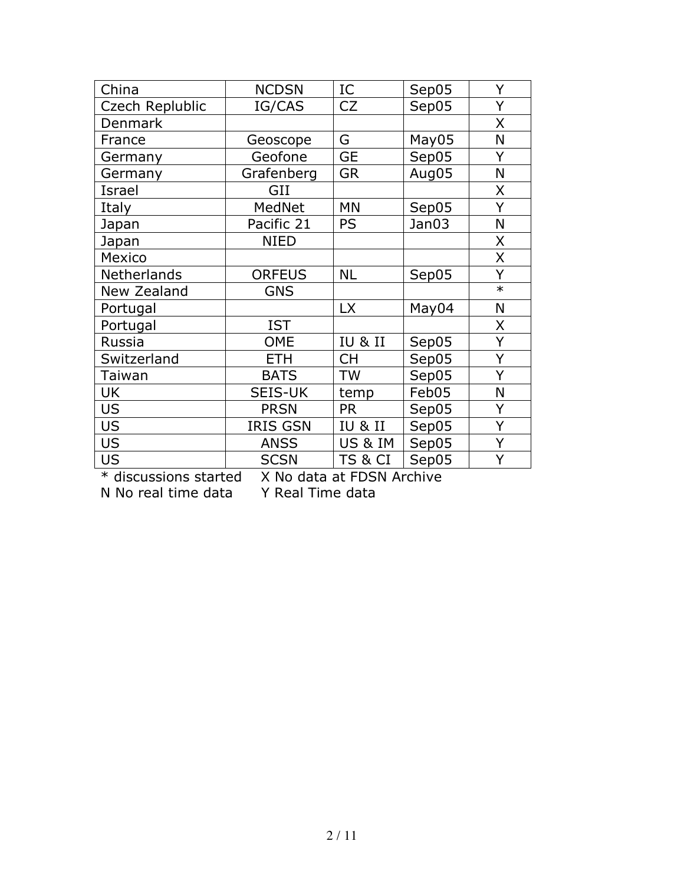| China | NCDSN | IC | Sep05 | Y |
|---|---|---|---|---|
| Czech Replublic | IG/CAS | CZ | Sep05 | Y |
| Denmark | | | | X |
| France | Geoscope | G | May05 | N |
| Germany | Geofone | GE | Sep05 | Y |
| Germany | Grafenberg | GR | Aug05 | N |
| Israel | GII | | | X |
| Italy | MedNet | MN | Sep05 | Y |
| Japan | Pacific 21 | PS | Jan03 | N |
| Japan | NIED | | | X |
| Mexico | | | | X |
| Netherlands | ORFEUS | NL | Sep05 | Y |
| New Zealand | GNS | | | * |
| Portugal | | LX | May04 | N |
| Portugal | IST | | | X |
| Russia | OME | IU & II | Sep05 | Y |
| Switzerland | ETH | CH | Sep05 | Y |
| Taiwan | BATS | TW | Sep05 | Y |
| UK | SEIS-UK | temp | Feb05 | N |
| US | PRSN | PR | Sep05 | Y |
| US | IRIS GSN | IU & II | Sep05 | Y |
| US | ANSS | US & IM | Sep05 | Y |
| US | SCSN | TS & CI | Sep05 | Y |

\* discussions started    X No data at FDSN Archive

N No real time data    Y Real Time data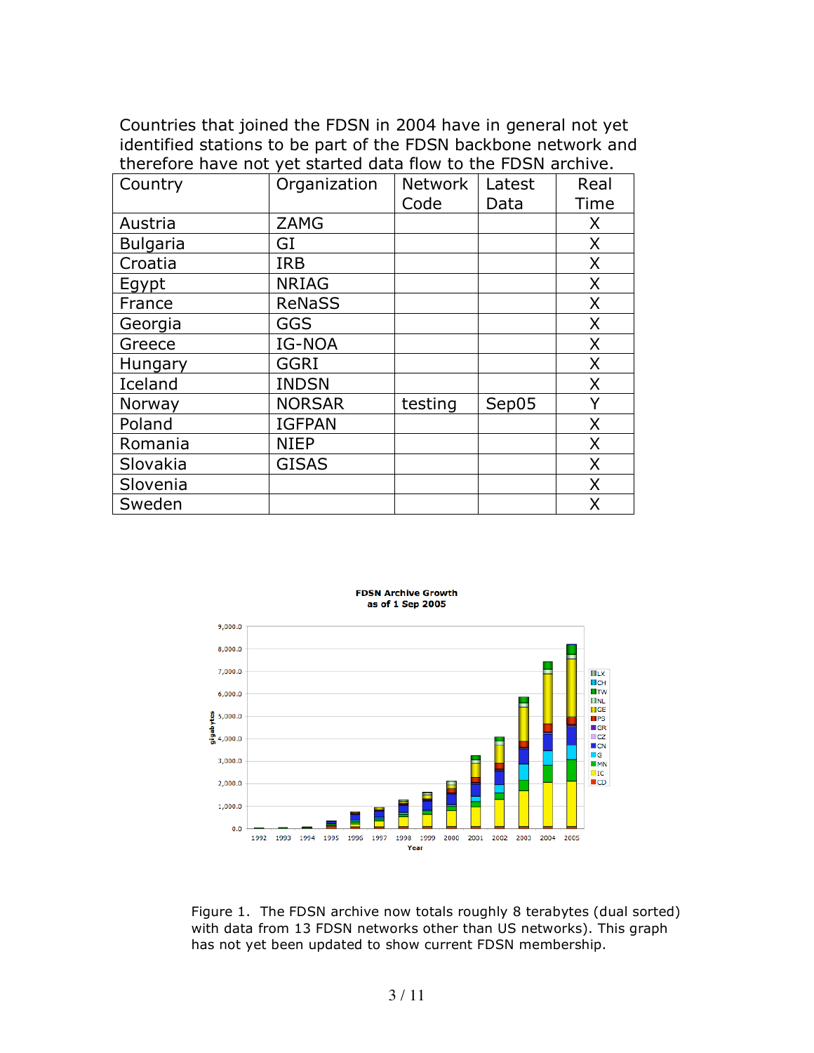Countries that joined the FDSN in 2004 have in general not yet identified stations to be part of the FDSN backbone network and therefore have not yet started data flow to the FDSN archive.

| Country | Organization | Network Code | Latest Data | Real Time |
|---|---|---|---|---|
| Austria | ZAMG | | | X |
| Bulgaria | GI | | | X |
| Croatia | IRB | | | X |
| Egypt | NRIAG | | | X |
| France | ReNaSS | | | X |
| Georgia | GGS | | | X |
| Greece | IG-NOA | | | X |
| Hungary | GGRI | | | X |
| Iceland | INDSN | | | X |
| Norway | NORSAR | testing | Sep05 | Y |
| Poland | IGFPAN | | | X |
| Romania | NIEP | | | X |
| Slovakia | GISAS | | | X |
| Slovenia | | | | X |
| Sweden | | | | X |

Figure 1. The FDSN archive now totals roughly 8 terabytes (dual sorted) with data from 13 FDSN networks other than US networks). This graph has not yet been updated to show current FDSN membership.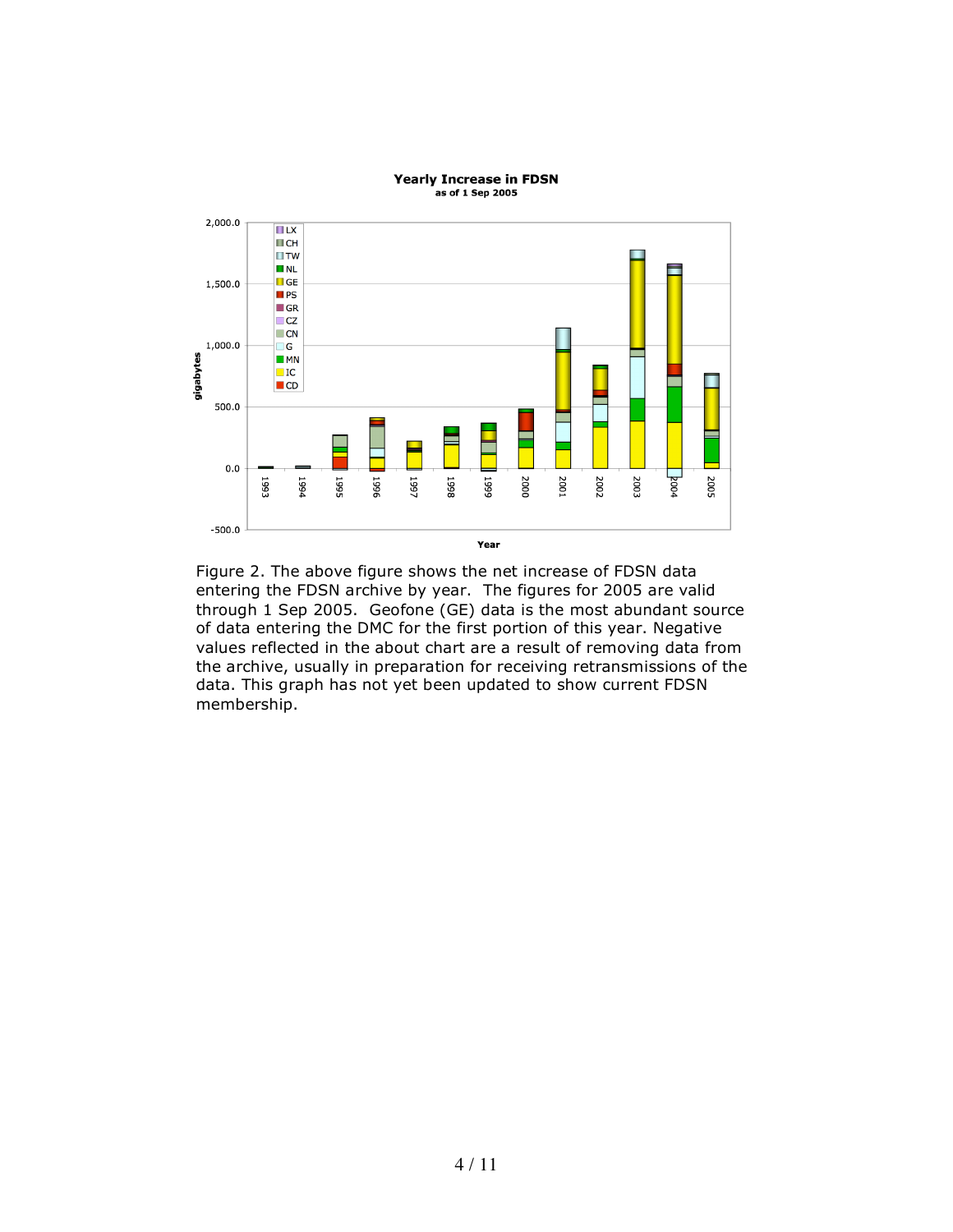Figure 2. The above figure shows the net increase of FDSN data entering the FDSN archive by year. The figures for 2005 are valid through 1 Sep 2005. Geofone (GE) data is the most abundant source of data entering the DMC for the first portion of this year. Negative values reflected in the about chart are a result of removing data from the archive, usually in preparation for receiving retransmissions of the data. This graph has not yet been updated to show current FDSN membership.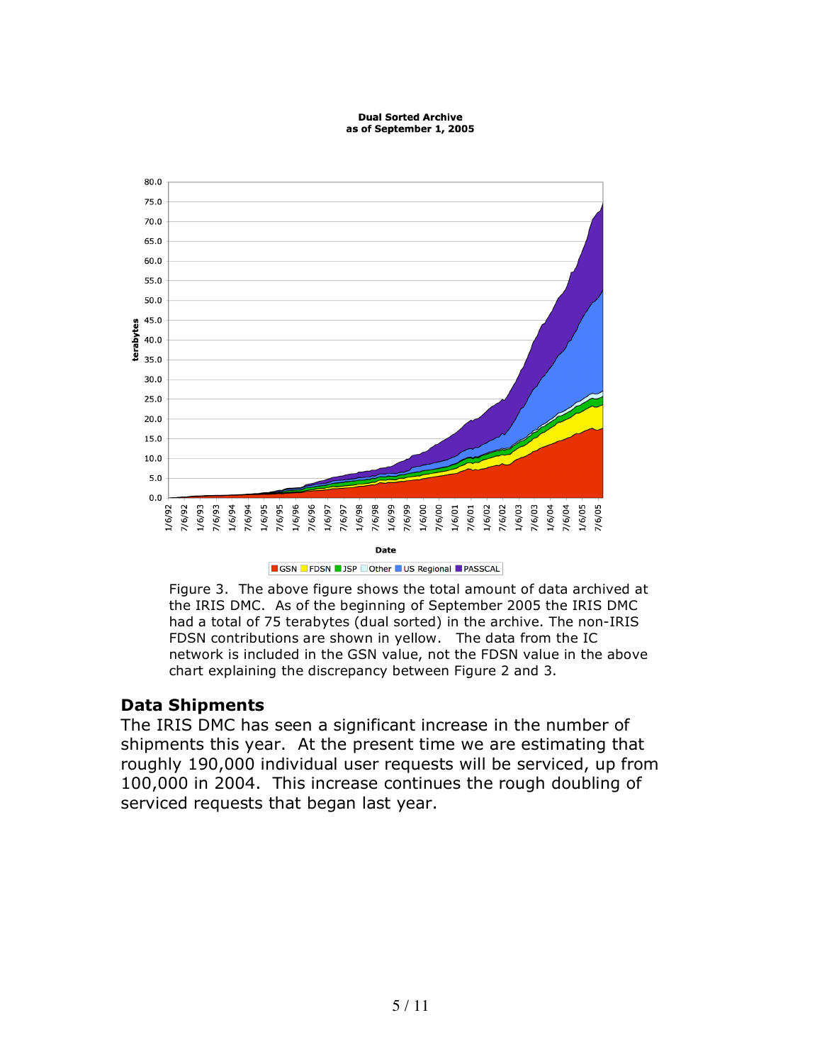Figure 3. The above figure shows the total amount of data archived at the IRIS DMC. As of the beginning of September 2005 the IRIS DMC had a total of 75 terabytes (dual sorted) in the archive. The non-IRIS FDSN contributions are shown in yellow. The data from the IC network is included in the GSN value, not the FDSN value in the above chart explaining the discrepancy between Figure 2 and 3.

## Data Shipments

The IRIS DMC has seen a significant increase in the number of shipments this year. At the present time we are estimating that roughly 190,000 individual user requests will be serviced, up from 100,000 in 2004. This increase continues the rough doubling of serviced requests that began last year.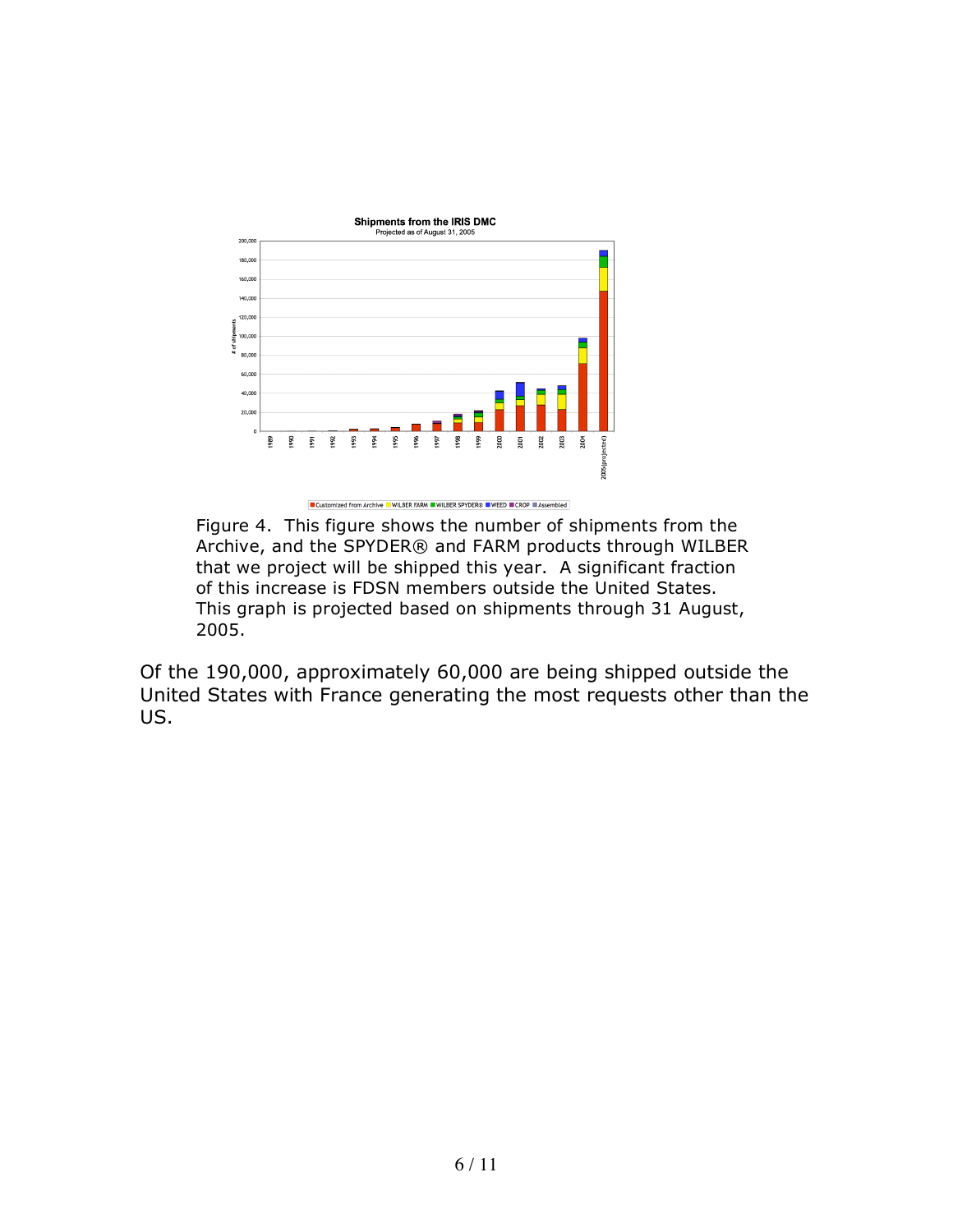Figure 4. This figure shows the number of shipments from the Archive, and the SPYDER® and FARM products through WILBER that we project will be shipped this year. A significant fraction of this increase is FDSN members outside the United States. This graph is projected based on shipments through 31 August, 2005.

Of the 190,000, approximately 60,000 are being shipped outside the United States with France generating the most requests other than the US.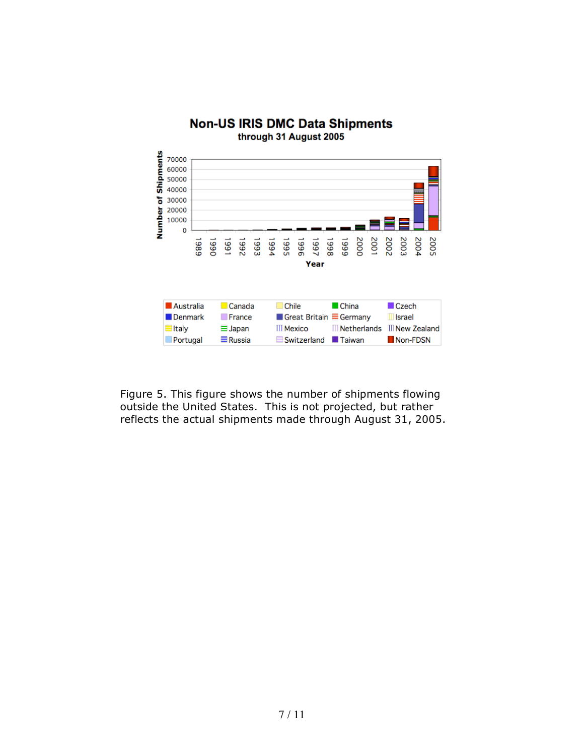**Non-US IRIS DMC Data Shipments**
through 31 August 2005

Number of Shipments: 0, 10000, 20000, 30000, 40000, 50000, 60000, 70000

Year: 1989, 1990, 1991, 1992, 1993, 1994, 1995, 1996, 1997, 1998, 1999, 2000, 2001, 2002, 2003, 2004, 2005

| | | | | |
|---|---|---|---|---|
| Australia | Canada | Chile | China | Czech |
| Denmark | France | Great Britain | Germany | Israel |
| Italy | Japan | Mexico | Netherlands | New Zealand |
| Portugal | Russia | Switzerland | Taiwan | Non-FDSN |

Figure 5. This figure shows the number of shipments flowing outside the United States. This is not projected, but rather reflects the actual shipments made through August 31, 2005.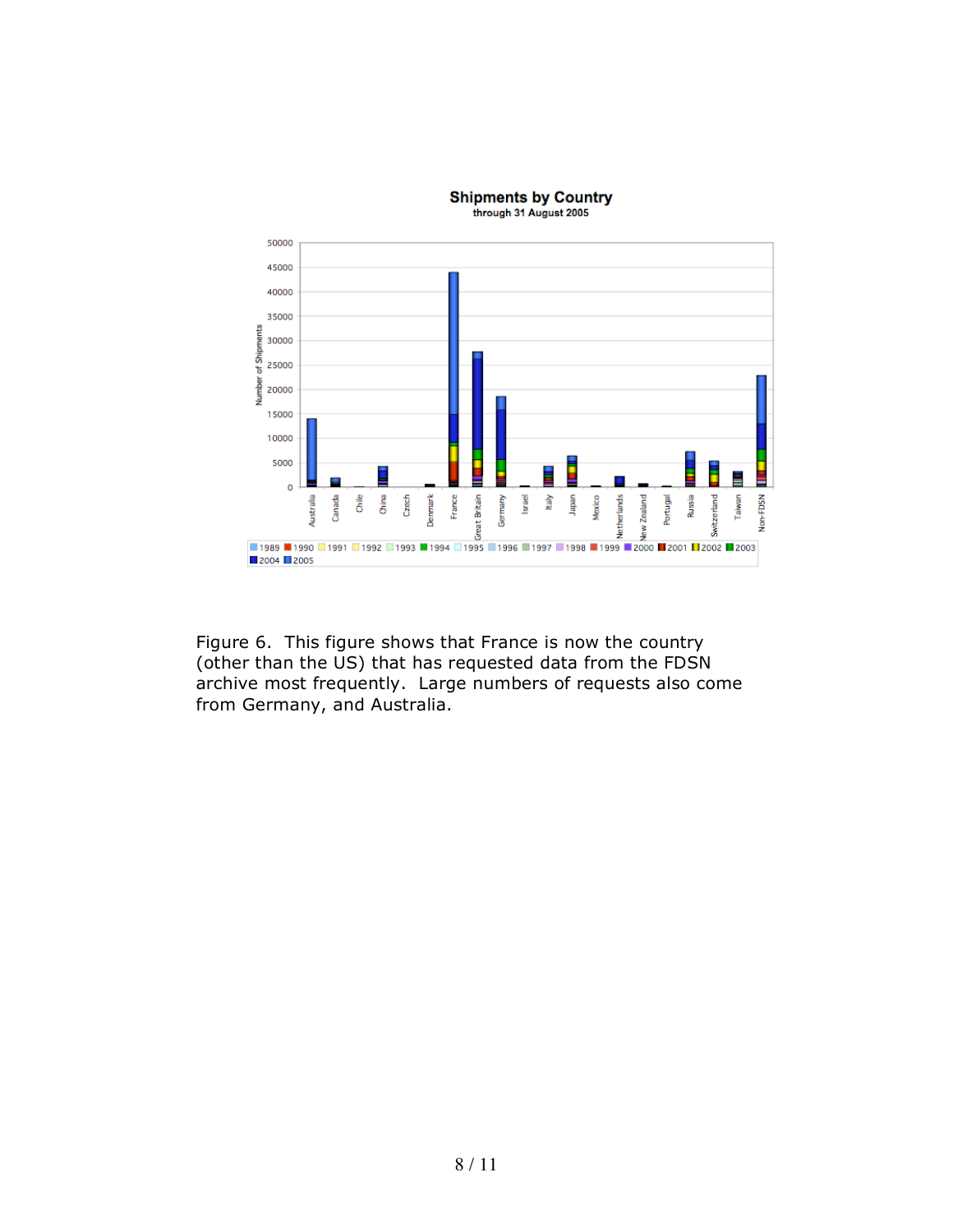Figure 6. This figure shows that France is now the country (other than the US) that has requested data from the FDSN archive most frequently. Large numbers of requests also come from Germany, and Australia.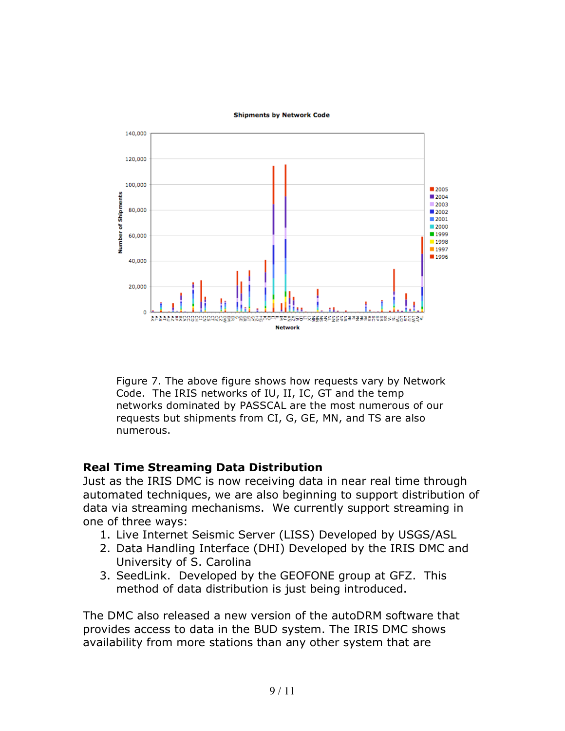Figure 7. The above figure shows how requests vary by Network Code. The IRIS networks of IU, II, IC, GT and the temp networks dominated by PASSCAL are the most numerous of our requests but shipments from CI, G, GE, MN, and TS are also numerous.

## Real Time Streaming Data Distribution

Just as the IRIS DMC is now receiving data in near real time through automated techniques, we are also beginning to support distribution of data via streaming mechanisms. We currently support streaming in one of three ways:

1. Live Internet Seismic Server (LISS) Developed by USGS/ASL
2. Data Handling Interface (DHI) Developed by the IRIS DMC and University of S. Carolina
3. SeedLink. Developed by the GEOFONE group at GFZ. This method of data distribution is just being introduced.

The DMC also released a new version of the autoDRM software that provides access to data in the BUD system. The IRIS DMC shows availability from more stations than any other system that are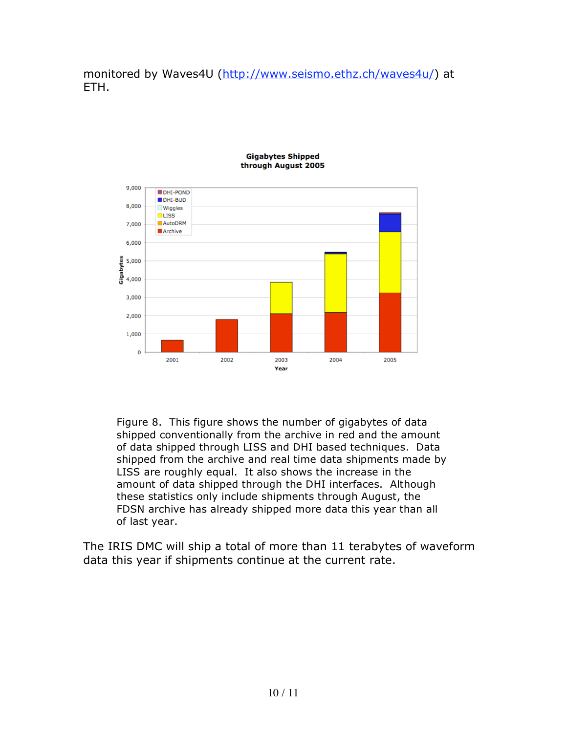monitored by Waves4U (http://www.seismo.ethz.ch/waves4u/) at ETH.

Figure 8. This figure shows the number of gigabytes of data shipped conventionally from the archive in red and the amount of data shipped through LISS and DHI based techniques. Data shipped from the archive and real time data shipments made by LISS are roughly equal. It also shows the increase in the amount of data shipped through the DHI interfaces. Although these statistics only include shipments through August, the FDSN archive has already shipped more data this year than all of last year.

The IRIS DMC will ship a total of more than 11 terabytes of waveform data this year if shipments continue at the current rate.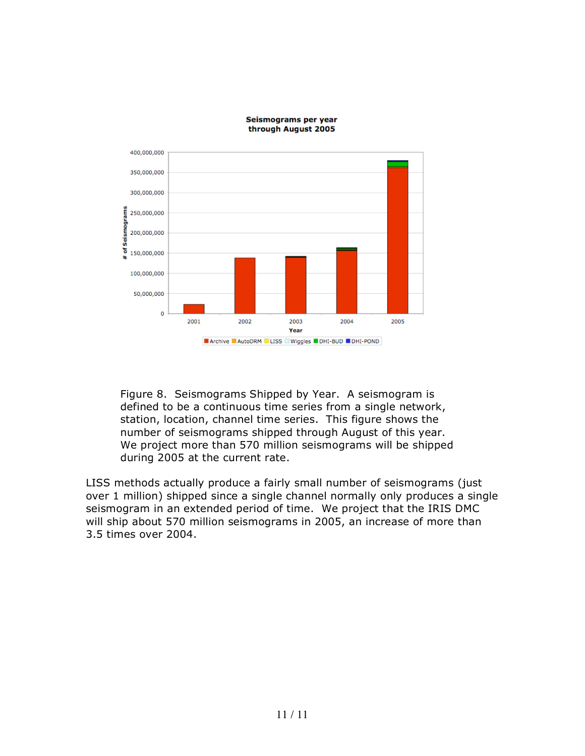Seismograms per year
through August 2005

400,000,000
350,000,000
300,000,000
250,000,000
200,000,000
150,000,000
100,000,000
50,000,000
0

# of Seismograms

2001
2002
2003
2004
2005

Year

Archive AutoDRM LISS Wiggles DHI-BUD DHI-POND

Figure 8. Seismograms Shipped by Year. A seismogram is defined to be a continuous time series from a single network, station, location, channel time series. This figure shows the number of seismograms shipped through August of this year. We project more than 570 million seismograms will be shipped during 2005 at the current rate.

LISS methods actually produce a fairly small number of seismograms (just over 1 million) shipped since a single channel normally only produces a single seismogram in an extended period of time. We project that the IRIS DMC will ship about 570 million seismograms in 2005, an increase of more than 3.5 times over 2004.